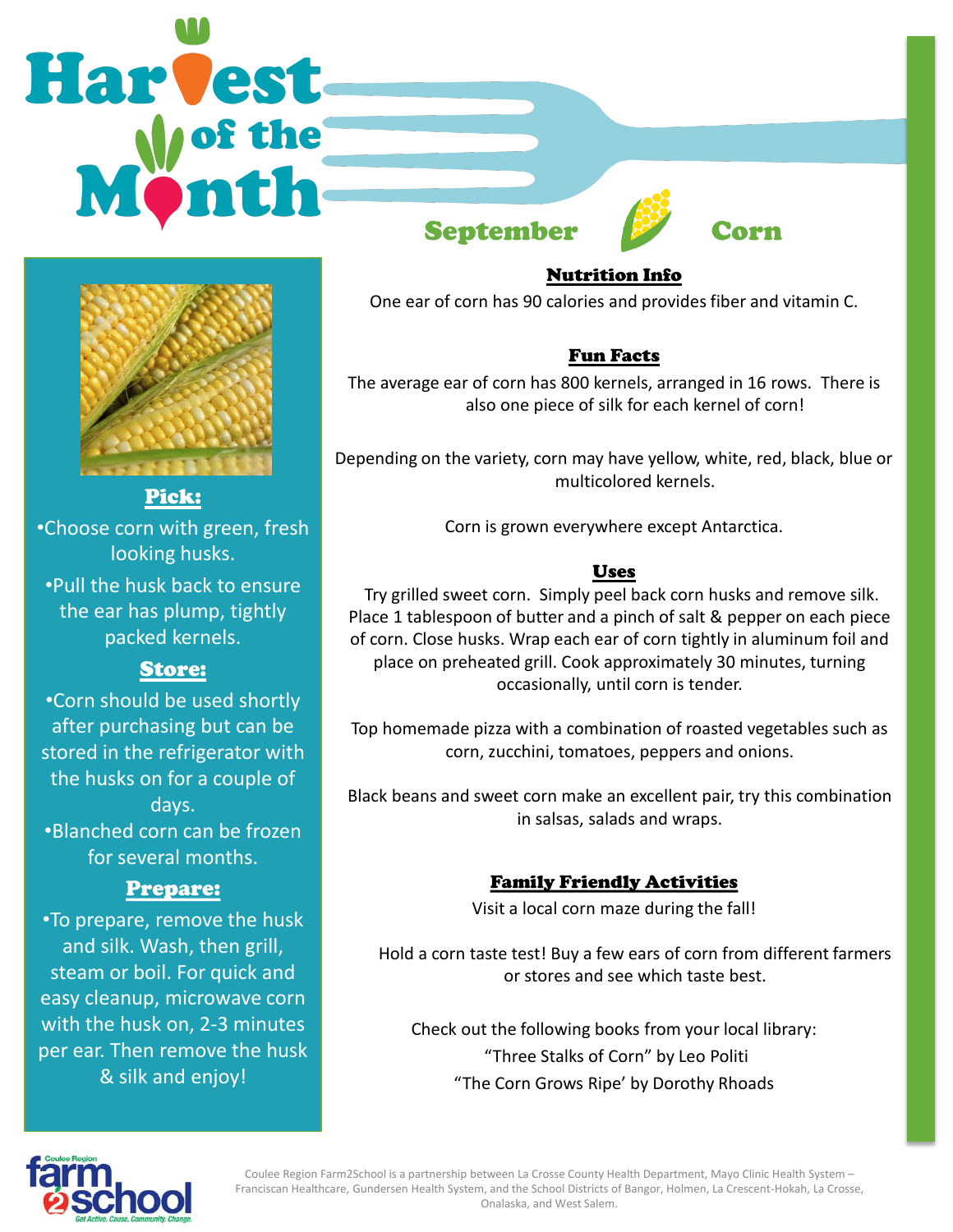# Harvest of the Month

## September — Corn

### Pick:

•Choose corn with green, fresh looking husks.

•Pull the husk back to ensure the ear has plump, tightly packed kernels.

### Store:

•Corn should be used shortly after purchasing but can be stored in the refrigerator with the husks on for a couple of days.

•Blanched corn can be frozen for several months.

### Prepare:

•To prepare, remove the husk and silk. Wash, then grill, steam or boil. For quick and easy cleanup, microwave corn with the husk on, 2-3 minutes per ear. Then remove the husk & silk and enjoy!

### Nutrition Info

One ear of corn has 90 calories and provides fiber and vitamin C.

### Fun Facts

The average ear of corn has 800 kernels, arranged in 16 rows. There is also one piece of silk for each kernel of corn!

Depending on the variety, corn may have yellow, white, red, black, blue or multicolored kernels.

Corn is grown everywhere except Antarctica.

### Uses

Try grilled sweet corn. Simply peel back corn husks and remove silk. Place 1 tablespoon of butter and a pinch of salt & pepper on each piece of corn. Close husks. Wrap each ear of corn tightly in aluminum foil and place on preheated grill. Cook approximately 30 minutes, turning occasionally, until corn is tender.

Top homemade pizza with a combination of roasted vegetables such as corn, zucchini, tomatoes, peppers and onions.

Black beans and sweet corn make an excellent pair, try this combination in salsas, salads and wraps.

### Family Friendly Activities

Visit a local corn maze during the fall!

Hold a corn taste test! Buy a few ears of corn from different farmers or stores and see which taste best.

Check out the following books from your local library:
"Three Stalks of Corn" by Leo Politi
"The Corn Grows Ripe' by Dorothy Rhoads

Coulee Region farm2school — Get Active. Cause. Community. Change.

Coulee Region Farm2School is a partnership between La Crosse County Health Department, Mayo Clinic Health System – Franciscan Healthcare, Gundersen Health System, and the School Districts of Bangor, Holmen, La Crescent-Hokah, La Crosse, Onalaska, and West Salem.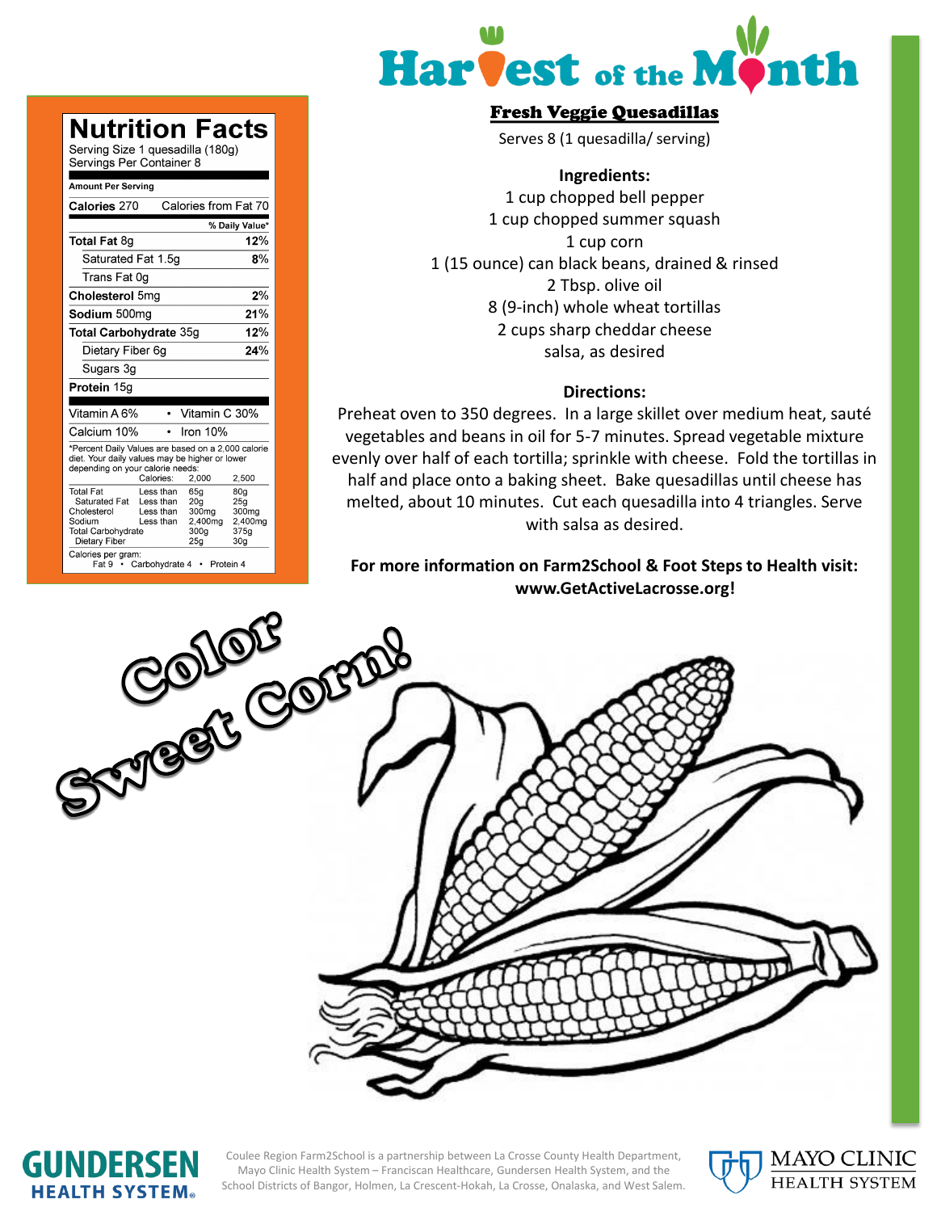# Harvest of the Month

## Nutrition Facts

Serving Size 1 quesadilla (180g)
Servings Per Container 8

| Amount Per Serving | |
|---|---|
| Calories 270 | Calories from Fat 70 |
| | % Daily Value* |
| **Total Fat** 8g | 12% |
| Saturated Fat 1.5g | 8% |
| Trans Fat 0g | |
| **Cholesterol** 5mg | 2% |
| **Sodium** 500mg | 21% |
| **Total Carbohydrate** 35g | 12% |
| Dietary Fiber 6g | 24% |
| Sugars 3g | |
| **Protein** 15g | |
| Vitamin A 6% | Vitamin C 30% |
| Calcium 10% | Iron 10% |

*Percent Daily Values are based on a 2,000 calorie diet. Your daily values may be higher or lower depending on your calorie needs:

| | | Calories: 2,000 | 2,500 |
|---|---|---|---|
| Total Fat | Less than | 65g | 80g |
| Saturated Fat | Less than | 20g | 25g |
| Cholesterol | Less than | 300mg | 300mg |
| Sodium | Less than | 2,400mg | 2,400mg |
| Total Carbohydrate | | 300g | 375g |
| Dietary Fiber | | 25g | 30g |

Calories per gram:
Fat 9 • Carbohydrate 4 • Protein 4

## Fresh Veggie Quesadillas

Serves 8 (1 quesadilla/ serving)

**Ingredients:**

1 cup chopped bell pepper
1 cup chopped summer squash
1 cup corn
1 (15 ounce) can black beans, drained & rinsed
2 Tbsp. olive oil
8 (9-inch) whole wheat tortillas
2 cups sharp cheddar cheese
salsa, as desired

**Directions:**

Preheat oven to 350 degrees. In a large skillet over medium heat, sauté vegetables and beans in oil for 5-7 minutes. Spread vegetable mixture evenly over half of each tortilla; sprinkle with cheese. Fold the tortillas in half and place onto a baking sheet. Bake quesadillas until cheese has melted, about 10 minutes. Cut each quesadilla into 4 triangles. Serve with salsa as desired.

**For more information on Farm2School & Foot Steps to Health visit: www.GetActiveLacrosse.org!**

Color Sweet Corn!

GUNDERSEN HEALTH SYSTEM

Coulee Region Farm2School is a partnership between La Crosse County Health Department, Mayo Clinic Health System – Franciscan Healthcare, Gundersen Health System, and the School Districts of Bangor, Holmen, La Crescent-Hokah, La Crosse, Onalaska, and West Salem.

MAYO CLINIC HEALTH SYSTEM